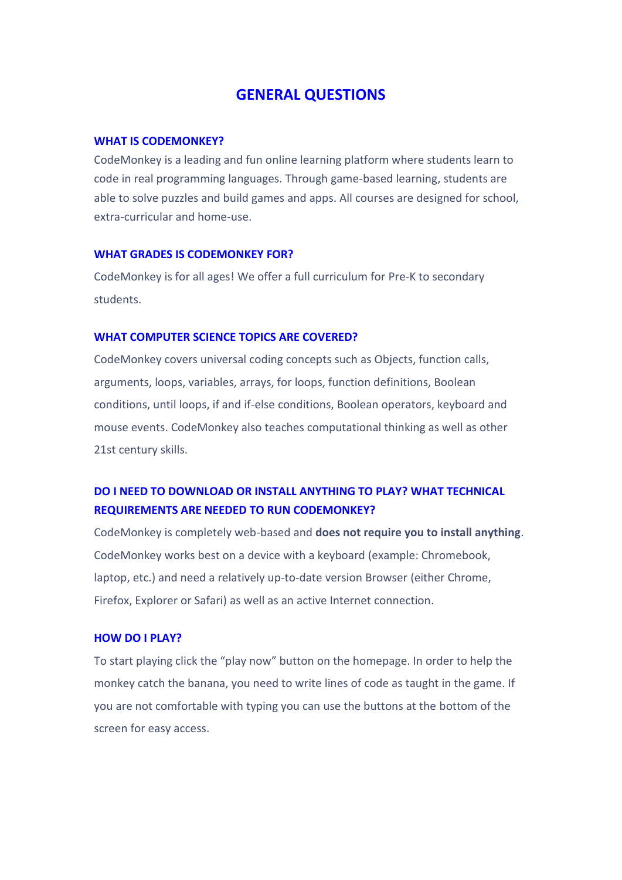# GENERAL QUESTIONS

### WHAT IS CODEMONKEY?

CodeMonkey is a leading and fun online learning platform where students learn to code in real programming languages. Through game-based learning, students are able to solve puzzles and build games and apps. All courses are designed for school, extra-curricular and home-use.

### WHAT GRADES IS CODEMONKEY FOR?

CodeMonkey is for all ages! We offer a full curriculum for Pre-K to secondary students.

### WHAT COMPUTER SCIENCE TOPICS ARE COVERED?

CodeMonkey covers universal coding concepts such as Objects, function calls, arguments, loops, variables, arrays, for loops, function definitions, Boolean conditions, until loops, if and if-else conditions, Boolean operators, keyboard and mouse events. CodeMonkey also teaches computational thinking as well as other 21st century skills.

### DO I NEED TO DOWNLOAD OR INSTALL ANYTHING TO PLAY? WHAT TECHNICAL REQUIREMENTS ARE NEEDED TO RUN CODEMONKEY?

CodeMonkey is completely web-based and **does not require you to install anything**. CodeMonkey works best on a device with a keyboard (example: Chromebook, laptop, etc.) and need a relatively up-to-date version Browser (either Chrome, Firefox, Explorer or Safari) as well as an active Internet connection.

### HOW DO I PLAY?

To start playing click the "play now" button on the homepage. In order to help the monkey catch the banana, you need to write lines of code as taught in the game. If you are not comfortable with typing you can use the buttons at the bottom of the screen for easy access.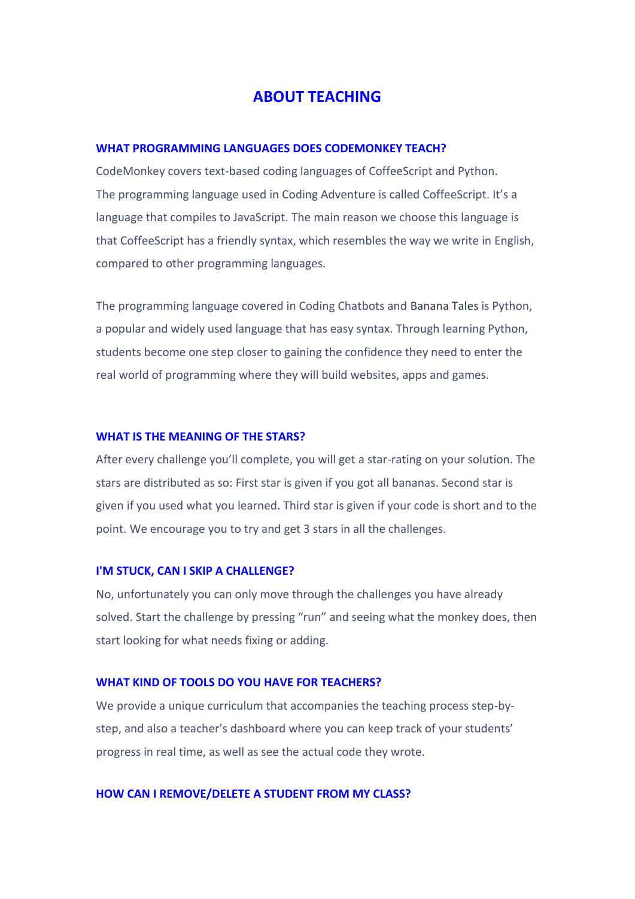# ABOUT TEACHING

## WHAT PROGRAMMING LANGUAGES DOES CODEMONKEY TEACH?

CodeMonkey covers text-based coding languages of CoffeeScript and Python. The programming language used in Coding Adventure is called CoffeeScript. It's a language that compiles to JavaScript. The main reason we choose this language is that CoffeeScript has a friendly syntax, which resembles the way we write in English, compared to other programming languages.

The programming language covered in Coding Chatbots and Banana Tales is Python, a popular and widely used language that has easy syntax. Through learning Python, students become one step closer to gaining the confidence they need to enter the real world of programming where they will build websites, apps and games.

## WHAT IS THE MEANING OF THE STARS?

After every challenge you'll complete, you will get a star-rating on your solution. The stars are distributed as so: First star is given if you got all bananas. Second star is given if you used what you learned. Third star is given if your code is short and to the point. We encourage you to try and get 3 stars in all the challenges.

## I'M STUCK, CAN I SKIP A CHALLENGE?

No, unfortunately you can only move through the challenges you have already solved. Start the challenge by pressing "run" and seeing what the monkey does, then start looking for what needs fixing or adding.

## WHAT KIND OF TOOLS DO YOU HAVE FOR TEACHERS?

We provide a unique curriculum that accompanies the teaching process step-by-step, and also a teacher's dashboard where you can keep track of your students' progress in real time, as well as see the actual code they wrote.

## HOW CAN I REMOVE/DELETE A STUDENT FROM MY CLASS?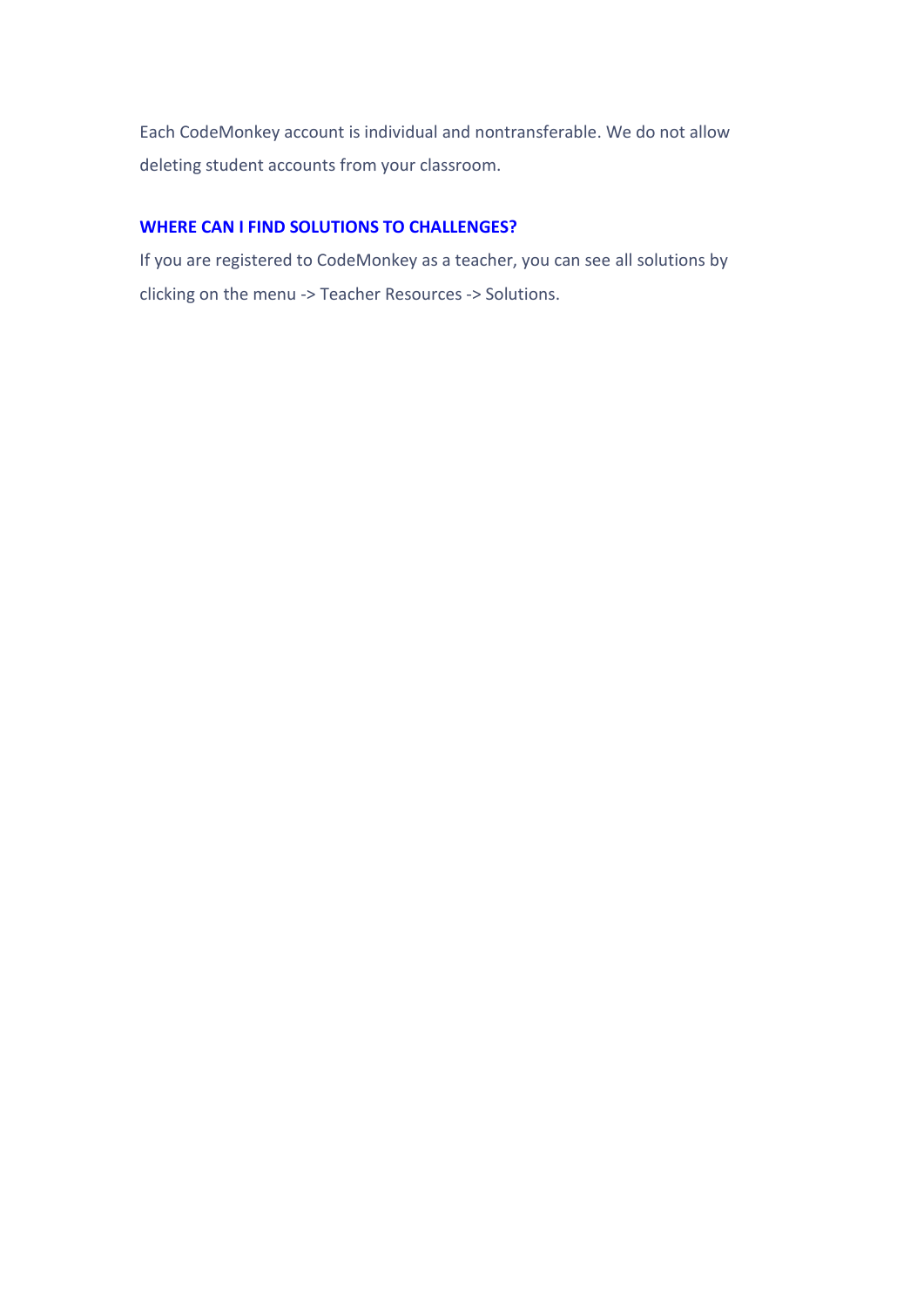Each CodeMonkey account is individual and nontransferable. We do not allow deleting student accounts from your classroom.

### WHERE CAN I FIND SOLUTIONS TO CHALLENGES?

If you are registered to CodeMonkey as a teacher, you can see all solutions by clicking on the menu -> Teacher Resources -> Solutions.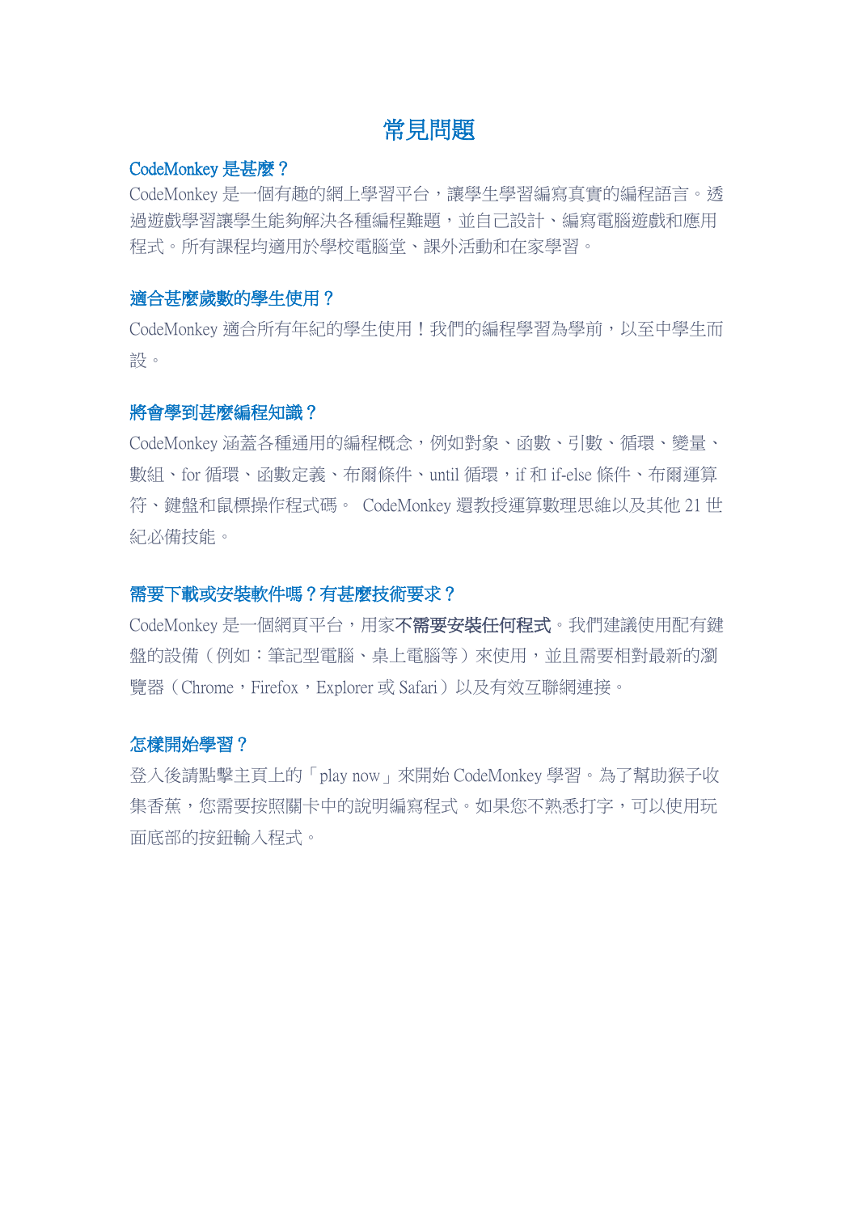# 常見問題

### CodeMonkey 是甚麼？

CodeMonkey 是一個有趣的網上學習平台，讓學生學習編寫真實的編程語言。透過遊戲學習讓學生能夠解決各種編程難題，並自己設計、編寫電腦遊戲和應用程式。所有課程均適用於學校電腦堂、課外活動和在家學習。

### 適合甚麼歲數的學生使用？

CodeMonkey 適合所有年紀的學生使用！我們的編程學習為學前，以至中學生而設。

### 將會學到甚麼編程知識？

CodeMonkey 涵蓋各種通用的編程概念，例如對象、函數、引數、循環、變量、數組、for 循環、函數定義、布爾條件、until 循環，if 和 if-else 條件、布爾運算符、鍵盤和鼠標操作程式碼。 CodeMonkey 還教授運算數理思維以及其他 21 世紀必備技能。

### 需要下載或安裝軟件嗎？有甚麼技術要求？

CodeMonkey 是一個網頁平台，用家**不需要安裝任何程式**。我們建議使用配有鍵盤的設備（例如：筆記型電腦、桌上電腦等）來使用，並且需要相對最新的瀏覽器（Chrome，Firefox，Explorer 或 Safari）以及有效互聯網連接。

### 怎樣開始學習？

登入後請點擊主頁上的「play now」來開始 CodeMonkey 學習。為了幫助猴子收集香蕉，您需要按照關卡中的說明編寫程式。如果您不熟悉打字，可以使用玩面底部的按鈕輸入程式。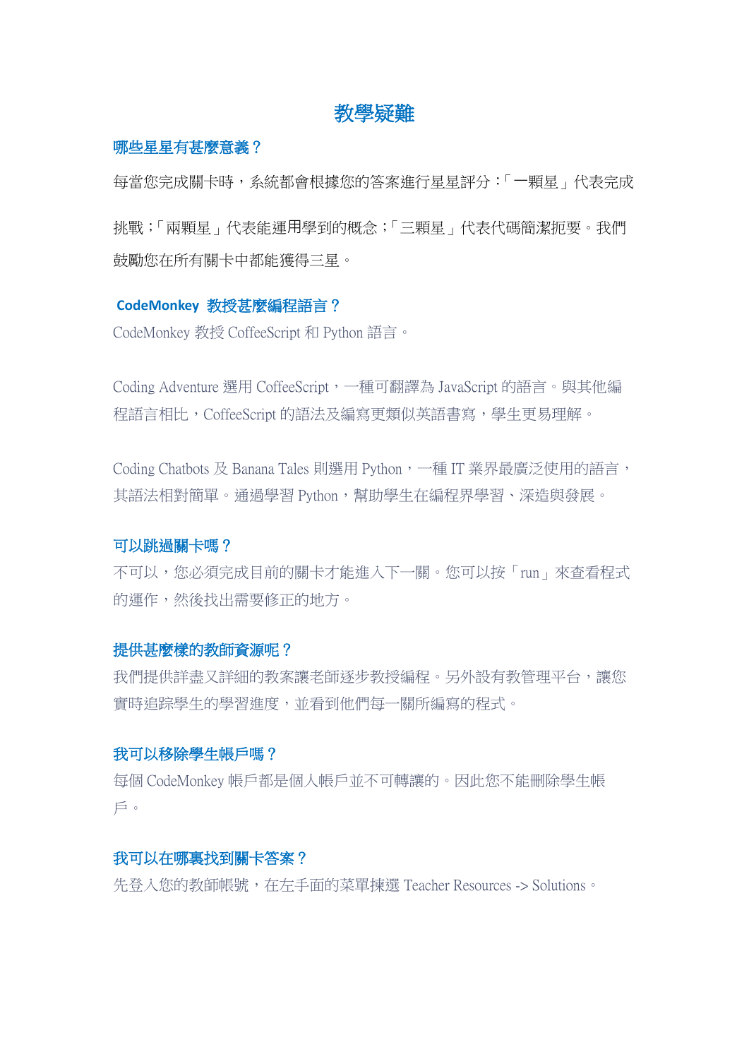# 教學疑難

### 哪些星星有甚麼意義？

每當您完成關卡時，系統都會根據您的答案進行星星評分：「一顆星」代表完成挑戰；「兩顆星」代表能運用學到的概念；「三顆星」代表代碼簡潔扼要。我們鼓勵您在所有關卡中都能獲得三星。

### CodeMonkey 教授甚麼編程語言？

CodeMonkey 教授 CoffeeScript 和 Python 語言。

Coding Adventure 選用 CoffeeScript，一種可翻譯為 JavaScript 的語言。與其他編程語言相比，CoffeeScript 的語法及編寫更類似英語書寫，學生更易理解。

Coding Chatbots 及 Banana Tales 則選用 Python，一種 IT 業界最廣泛使用的語言，其語法相對簡單。通過學習 Python，幫助學生在編程界學習、深造與發展。

### 可以跳過關卡嗎？

不可以，您必須完成目前的關卡才能進入下一關。您可以按「run」來查看程式的運作，然後找出需要修正的地方。

### 提供甚麼樣的教師資源呢？

我們提供詳盡又詳細的教案讓老師逐步教授編程。另外設有教管理平台，讓您實時追踪學生的學習進度，並看到他們每一關所編寫的程式。

### 我可以移除學生帳戶嗎？

每個 CodeMonkey 帳戶都是個人帳戶並不可轉讓的。因此您不能刪除學生帳戶。

### 我可以在哪裏找到關卡答案？

先登入您的教師帳號，在左手面的菜單揀選 Teacher Resources -> Solutions。